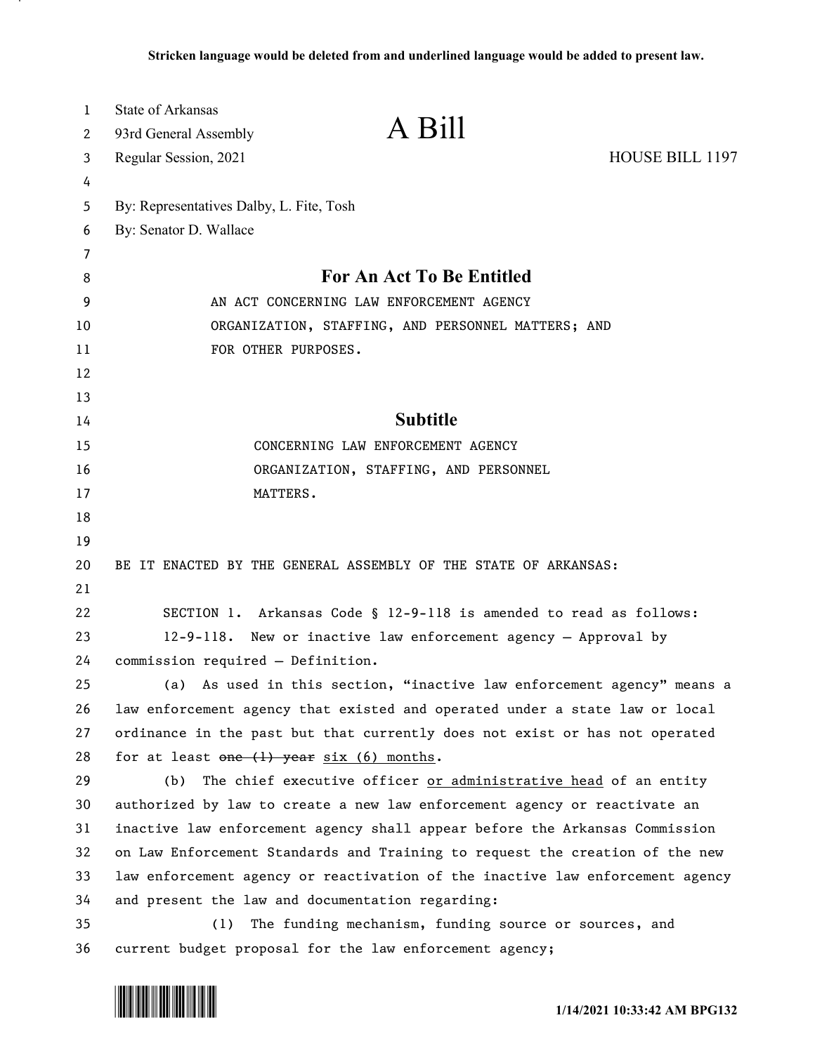**Stricken language would be deleted from and underlined language would be added to present law.**

State of Arkansas
93rd General Assembly
Regular Session, 2021

# A Bill

HOUSE BILL 1197

By: Representatives Dalby, L. Fite, Tosh
By: Senator D. Wallace

## For An Act To Be Entitled

AN ACT CONCERNING LAW ENFORCEMENT AGENCY ORGANIZATION, STAFFING, AND PERSONNEL MATTERS; AND FOR OTHER PURPOSES.

## Subtitle

CONCERNING LAW ENFORCEMENT AGENCY ORGANIZATION, STAFFING, AND PERSONNEL MATTERS.

BE IT ENACTED BY THE GENERAL ASSEMBLY OF THE STATE OF ARKANSAS:

SECTION 1. Arkansas Code § 12-9-118 is amended to read as follows:

12-9-118. New or inactive law enforcement agency — Approval by commission required — Definition.

(a) As used in this section, "inactive law enforcement agency" means a law enforcement agency that existed and operated under a state law or local ordinance in the past but that currently does not exist or has not operated for at least ~~one (1) year~~ <u>six (6) months</u>.

(b) The chief executive officer <u>or administrative head</u> of an entity authorized by law to create a new law enforcement agency or reactivate an inactive law enforcement agency shall appear before the Arkansas Commission on Law Enforcement Standards and Training to request the creation of the new law enforcement agency or reactivation of the inactive law enforcement agency and present the law and documentation regarding:

(1) The funding mechanism, funding source or sources, and current budget proposal for the law enforcement agency;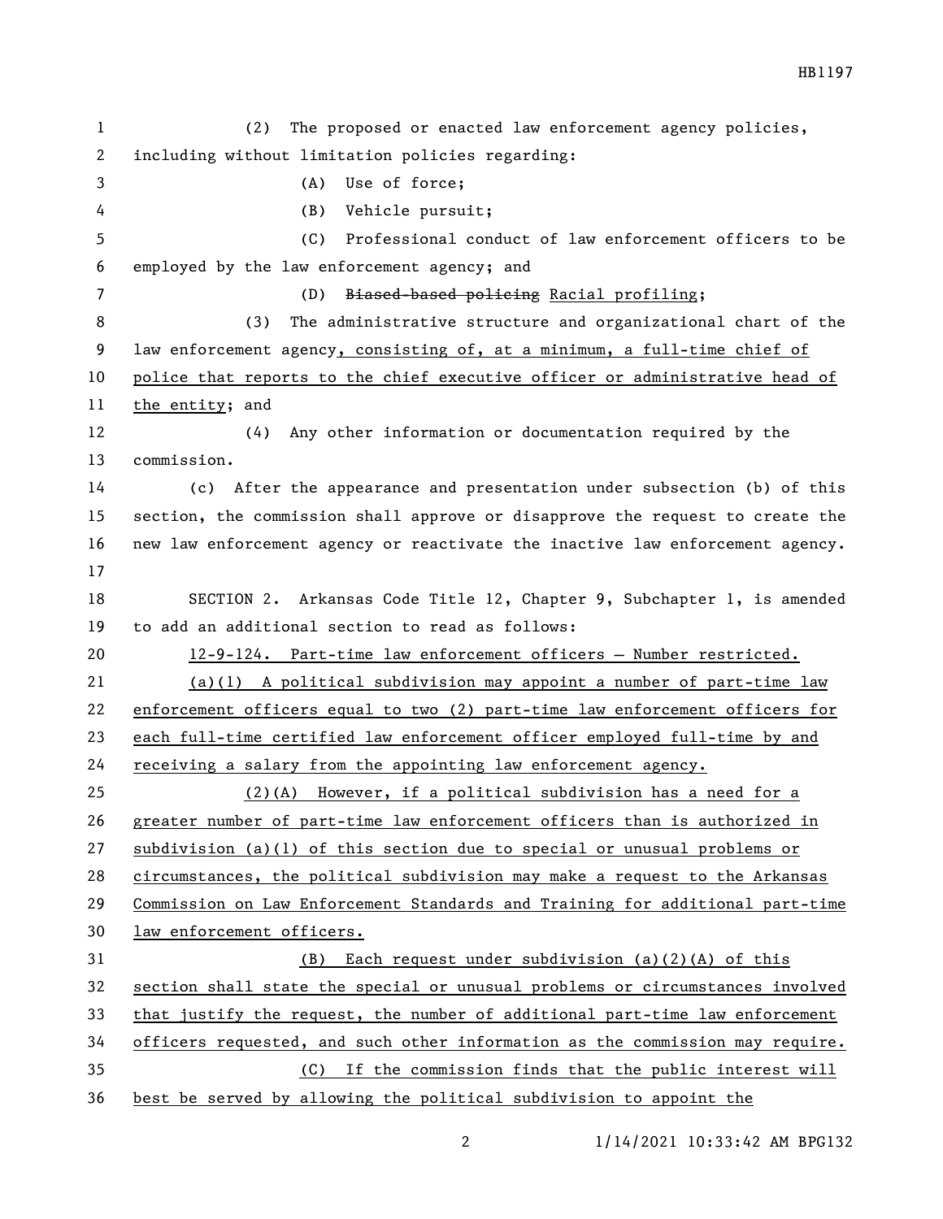(2) The proposed or enacted law enforcement agency policies, including without limitation policies regarding:

(A) Use of force;

(B) Vehicle pursuit;

(C) Professional conduct of law enforcement officers to be employed by the law enforcement agency; and

(D) ~~Biased-based policing~~ <u>Racial profiling</u>;

(3) The administrative structure and organizational chart of the law enforcement agency<u>, consisting of, at a minimum, a full-time chief of police that reports to the chief executive officer or administrative head of the entity</u>; and

(4) Any other information or documentation required by the commission.

(c) After the appearance and presentation under subsection (b) of this section, the commission shall approve or disapprove the request to create the new law enforcement agency or reactivate the inactive law enforcement agency.

SECTION 2. Arkansas Code Title 12, Chapter 9, Subchapter 1, is amended to add an additional section to read as follows:

<u>12-9-124. Part-time law enforcement officers — Number restricted.</u>

<u>(a)(1) A political subdivision may appoint a number of part-time law enforcement officers equal to two (2) part-time law enforcement officers for each full-time certified law enforcement officer employed full-time by and receiving a salary from the appointing law enforcement agency.</u>

<u>(2)(A) However, if a political subdivision has a need for a greater number of part-time law enforcement officers than is authorized in subdivision (a)(1) of this section due to special or unusual problems or circumstances, the political subdivision may make a request to the Arkansas Commission on Law Enforcement Standards and Training for additional part-time law enforcement officers.</u>

<u>(B) Each request under subdivision (a)(2)(A) of this section shall state the special or unusual problems or circumstances involved that justify the request, the number of additional part-time law enforcement officers requested, and such other information as the commission may require.</u>

<u>(C) If the commission finds that the public interest will best be served by allowing the political subdivision to appoint the</u>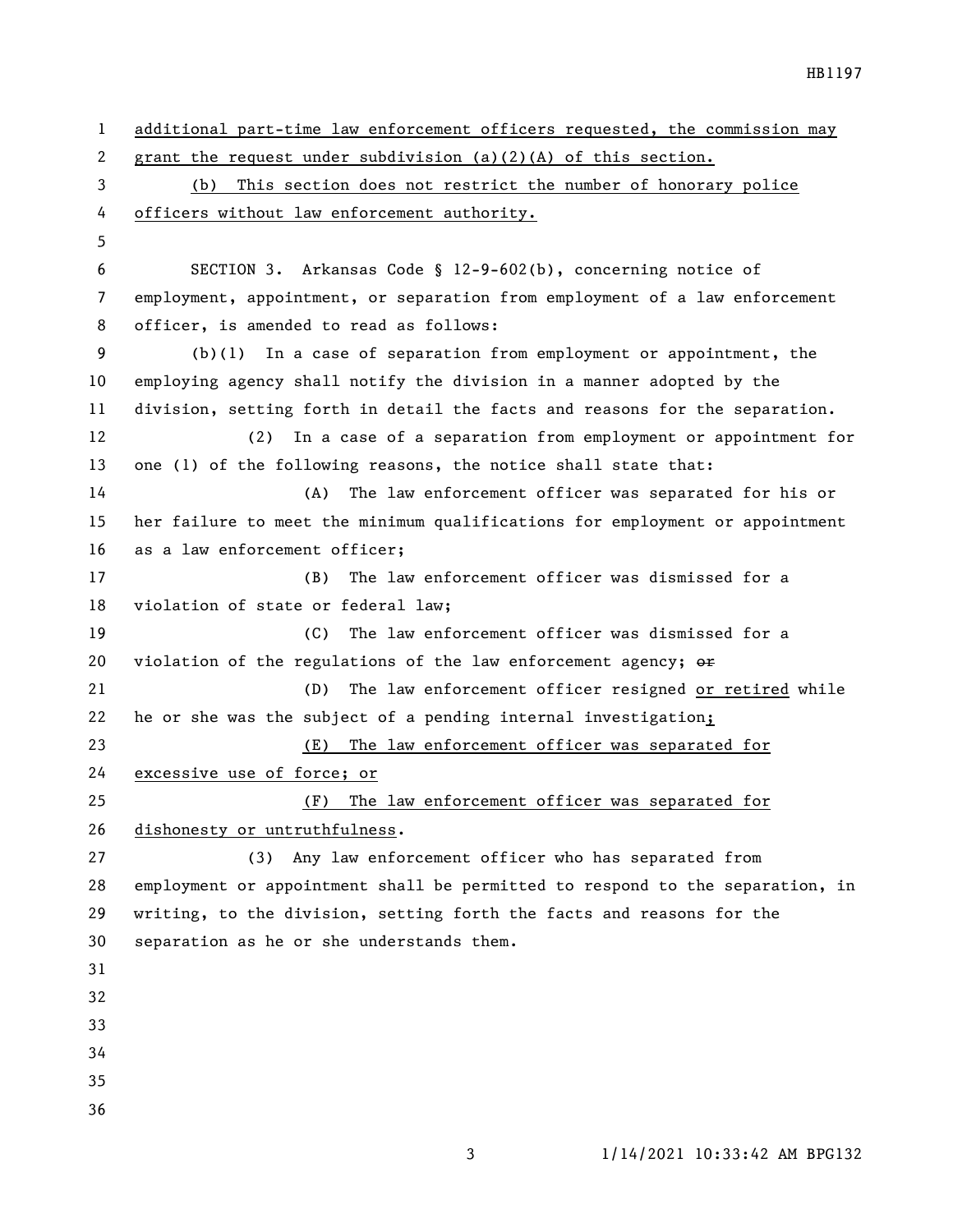additional part-time law enforcement officers requested, the commission may grant the request under subdivision (a)(2)(A) of this section.

(b) This section does not restrict the number of honorary police officers without law enforcement authority.

SECTION 3. Arkansas Code § 12-9-602(b), concerning notice of employment, appointment, or separation from employment of a law enforcement officer, is amended to read as follows:

(b)(1) In a case of separation from employment or appointment, the employing agency shall notify the division in a manner adopted by the division, setting forth in detail the facts and reasons for the separation.

(2) In a case of a separation from employment or appointment for one (1) of the following reasons, the notice shall state that:

(A) The law enforcement officer was separated for his or her failure to meet the minimum qualifications for employment or appointment as a law enforcement officer;

(B) The law enforcement officer was dismissed for a violation of state or federal law;

(C) The law enforcement officer was dismissed for a violation of the regulations of the law enforcement agency; ~~or~~

(D) The law enforcement officer resigned or retired while he or she was the subject of a pending internal investigation;

(E) The law enforcement officer was separated for excessive use of force; or

(F) The law enforcement officer was separated for dishonesty or untruthfulness.

(3) Any law enforcement officer who has separated from employment or appointment shall be permitted to respond to the separation, in writing, to the division, setting forth the facts and reasons for the separation as he or she understands them.